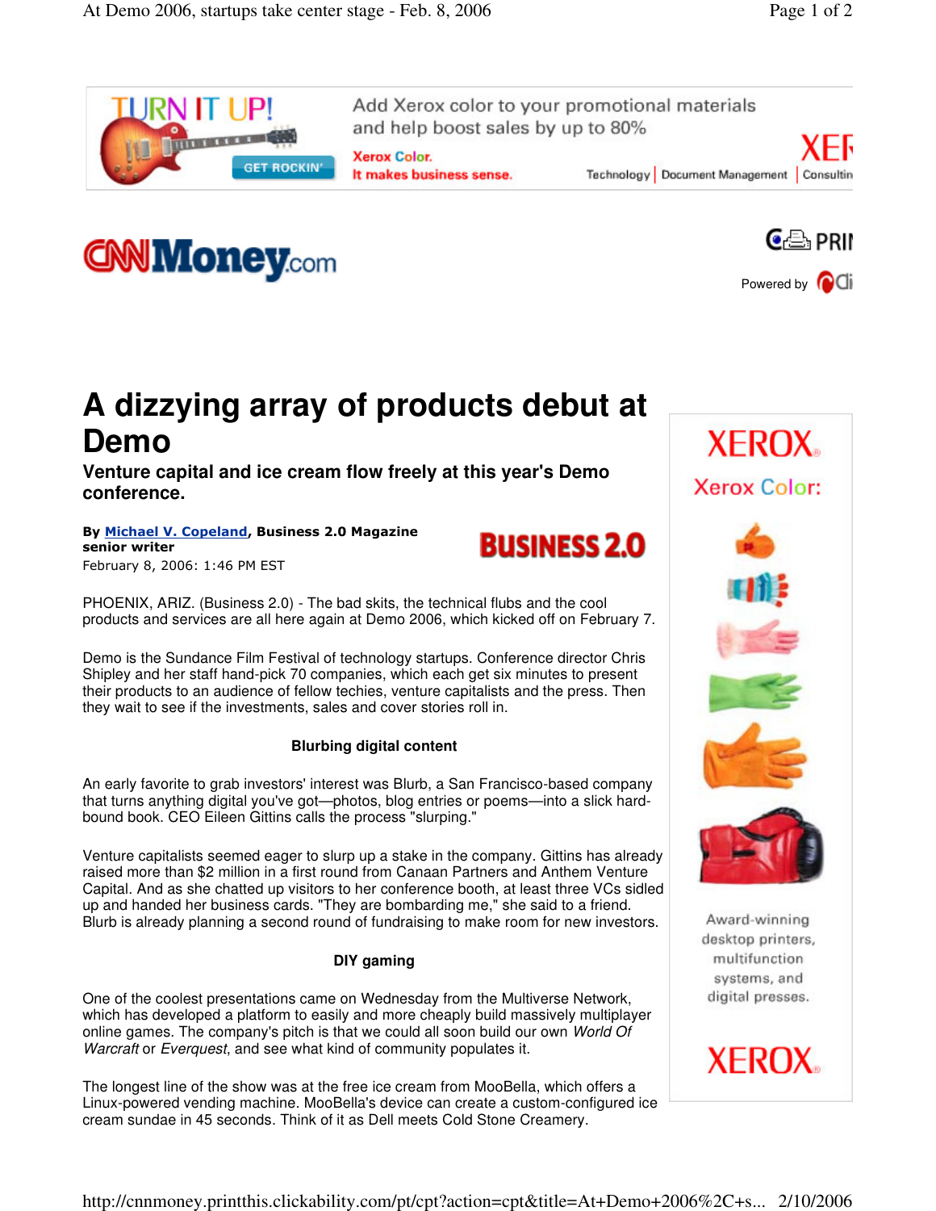# A dizzying array of products debut at Demo

## Venture capital and ice cream flow freely at this year's Demo conference.

**By Michael V. Copeland, Business 2.0 Magazine senior writer**
February 8, 2006: 1:46 PM EST

PHOENIX, ARIZ. (Business 2.0) - The bad skits, the technical flubs and the cool products and services are all here again at Demo 2006, which kicked off on February 7.

Demo is the Sundance Film Festival of technology startups. Conference director Chris Shipley and her staff hand-pick 70 companies, which each get six minutes to present their products to an audience of fellow techies, venture capitalists and the press. Then they wait to see if the investments, sales and cover stories roll in.

**Blurbing digital content**

An early favorite to grab investors' interest was Blurb, a San Francisco-based company that turns anything digital you've got—photos, blog entries or poems—into a slick hard-bound book. CEO Eileen Gittins calls the process "slurping."

Venture capitalists seemed eager to slurp up a stake in the company. Gittins has already raised more than $2 million in a first round from Canaan Partners and Anthem Venture Capital. And as she chatted up visitors to her conference booth, at least three VCs sidled up and handed her business cards. "They are bombarding me," she said to a friend. Blurb is already planning a second round of fundraising to make room for new investors.

**DIY gaming**

One of the coolest presentations came on Wednesday from the Multiverse Network, which has developed a platform to easily and more cheaply build massively multiplayer online games. The company's pitch is that we could all soon build our own *World Of Warcraft* or *Everquest*, and see what kind of community populates it.

The longest line of the show was at the free ice cream from MooBella, which offers a Linux-powered vending machine. MooBella's device can create a custom-configured ice cream sundae in 45 seconds. Think of it as Dell meets Cold Stone Creamery.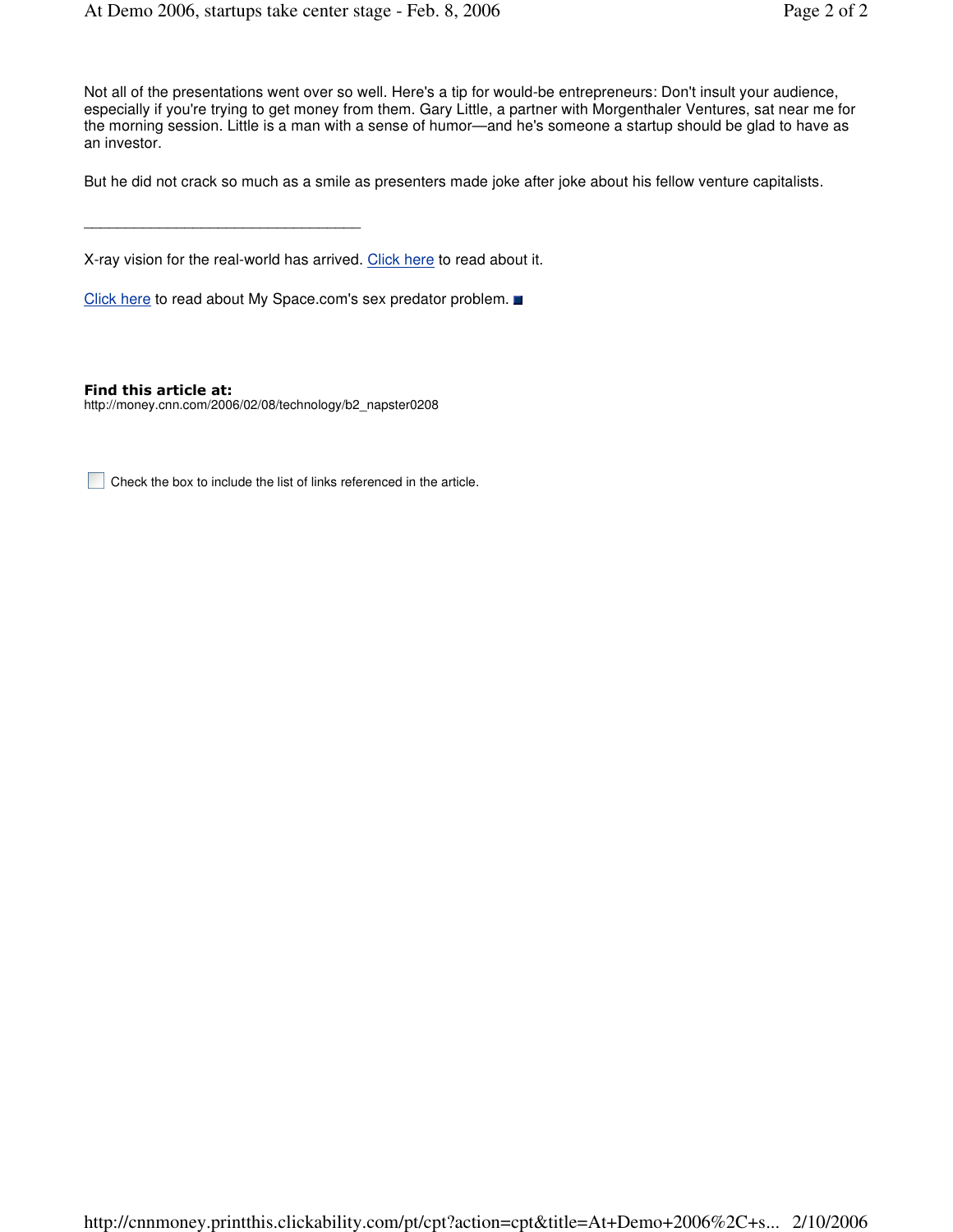Not all of the presentations went over so well. Here's a tip for would-be entrepreneurs: Don't insult your audience, especially if you're trying to get money from them. Gary Little, a partner with Morgenthaler Ventures, sat near me for the morning session. Little is a man with a sense of humor—and he's someone a startup should be glad to have as an investor.

But he did not crack so much as a smile as presenters made joke after joke about his fellow venture capitalists.

---

X-ray vision for the real-world has arrived. Click here to read about it.

Click here to read about My Space.com's sex predator problem. ■

**Find this article at:**
http://money.cnn.com/2006/02/08/technology/b2_napster0208

☐ Check the box to include the list of links referenced in the article.